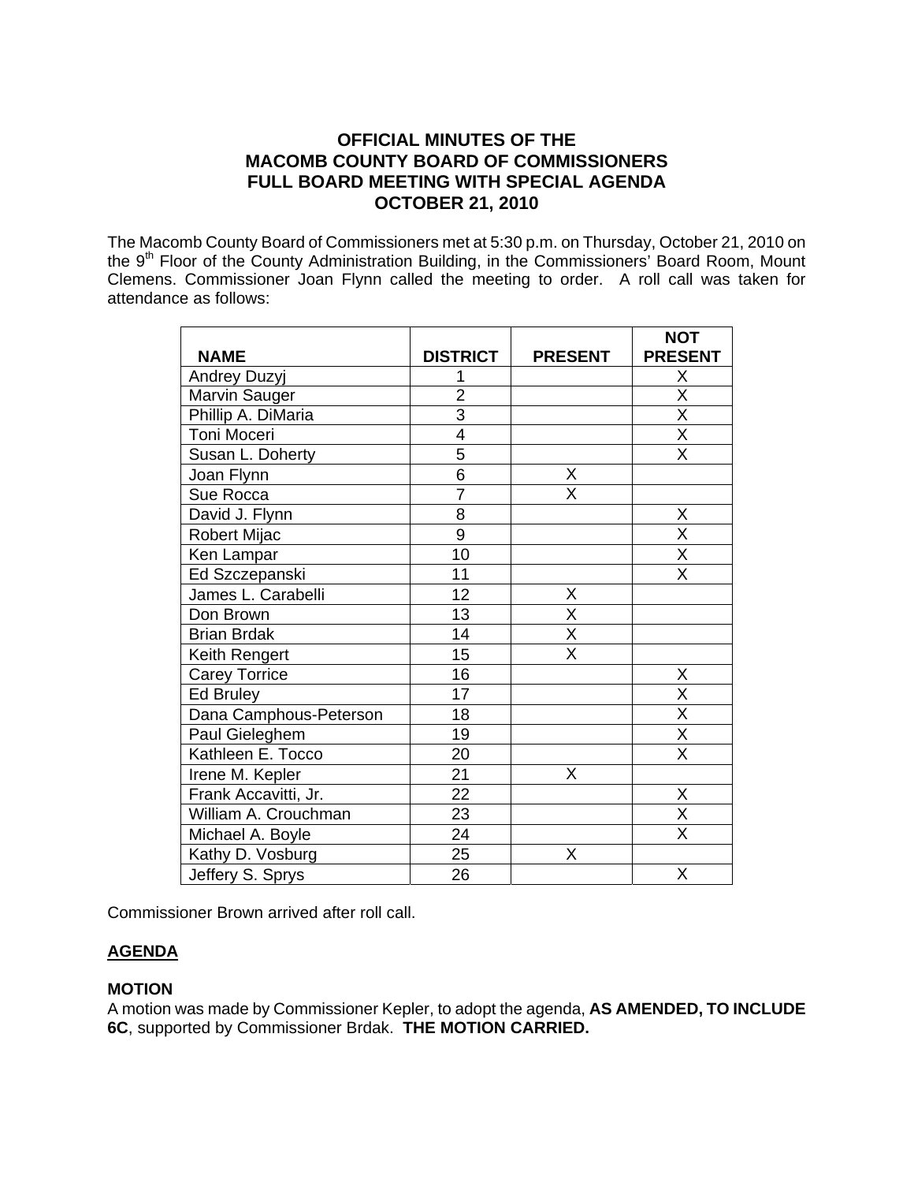# OFFICIAL MINUTES OF THE MACOMB COUNTY BOARD OF COMMISSIONERS FULL BOARD MEETING WITH SPECIAL AGENDA OCTOBER 21, 2010

The Macomb County Board of Commissioners met at 5:30 p.m. on Thursday, October 21, 2010 on the 9th Floor of the County Administration Building, in the Commissioners' Board Room, Mount Clemens. Commissioner Joan Flynn called the meeting to order. A roll call was taken for attendance as follows:

| NAME | DISTRICT | PRESENT | NOT PRESENT |
|---|---|---|---|
| Andrey Duzyj | 1 | | X |
| Marvin Sauger | 2 | | X |
| Phillip A. DiMaria | 3 | | X |
| Toni Moceri | 4 | | X |
| Susan L. Doherty | 5 | | X |
| Joan Flynn | 6 | X | |
| Sue Rocca | 7 | X | |
| David J. Flynn | 8 | | X |
| Robert Mijac | 9 | | X |
| Ken Lampar | 10 | | X |
| Ed Szczepanski | 11 | | X |
| James L. Carabelli | 12 | X | |
| Don Brown | 13 | X | |
| Brian Brdak | 14 | X | |
| Keith Rengert | 15 | X | |
| Carey Torrice | 16 | | X |
| Ed Bruley | 17 | | X |
| Dana Camphous-Peterson | 18 | | X |
| Paul Gieleghem | 19 | | X |
| Kathleen E. Tocco | 20 | | X |
| Irene M. Kepler | 21 | X | |
| Frank Accavitti, Jr. | 22 | | X |
| William A. Crouchman | 23 | | X |
| Michael A. Boyle | 24 | | X |
| Kathy D. Vosburg | 25 | X | |
| Jeffery S. Sprys | 26 | | X |

Commissioner Brown arrived after roll call.

## AGENDA

### MOTION

A motion was made by Commissioner Kepler, to adopt the agenda, **AS AMENDED, TO INCLUDE 6C**, supported by Commissioner Brdak. **THE MOTION CARRIED.**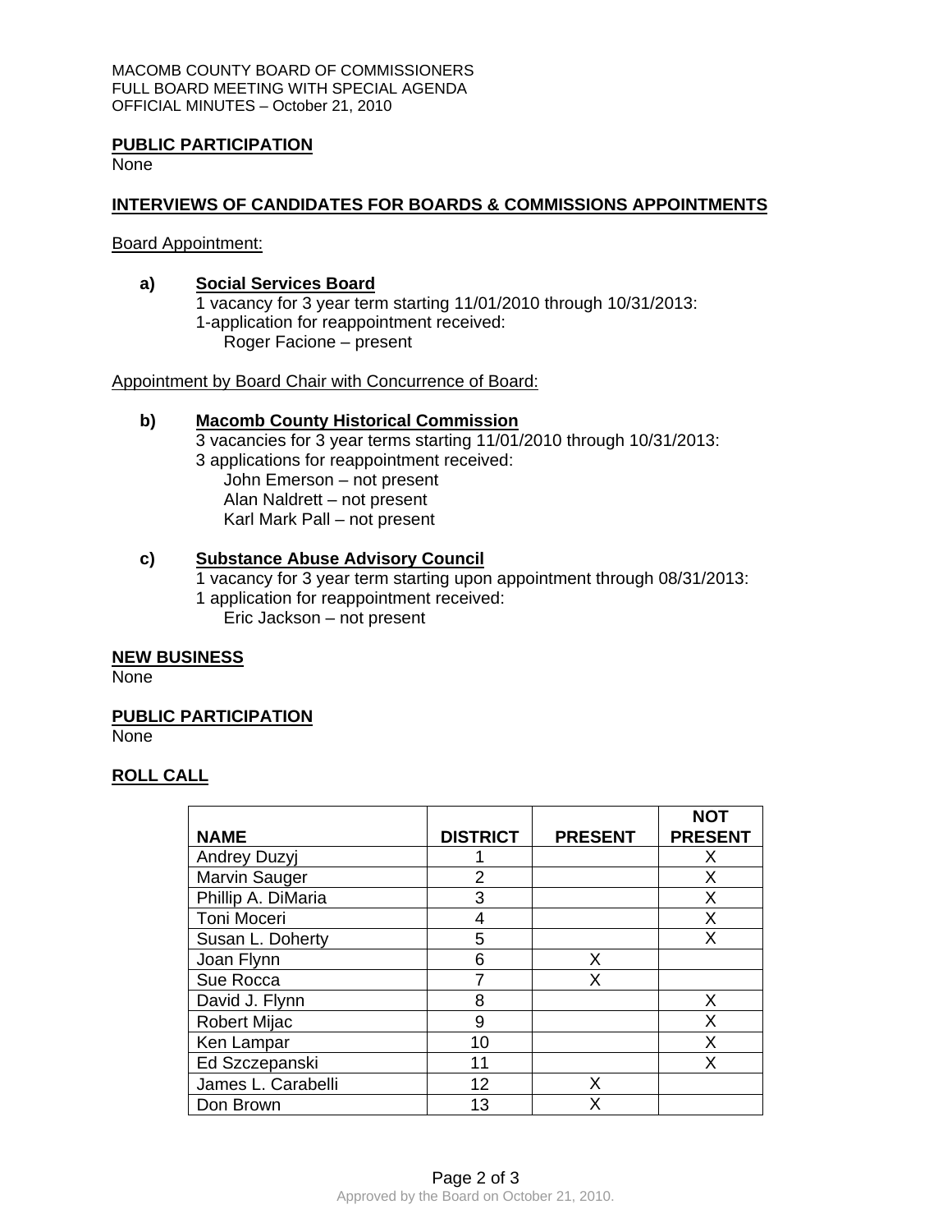**PUBLIC PARTICIPATION**

None

**INTERVIEWS OF CANDIDATES FOR BOARDS & COMMISSIONS APPOINTMENTS**

Board Appointment:

**a) Social Services Board**

1 vacancy for 3 year term starting 11/01/2010 through 10/31/2013:
1-application for reappointment received:
Roger Facione – present

Appointment by Board Chair with Concurrence of Board:

**b) Macomb County Historical Commission**

3 vacancies for 3 year terms starting 11/01/2010 through 10/31/2013:
3 applications for reappointment received:
John Emerson – not present
Alan Naldrett – not present
Karl Mark Pall – not present

**c) Substance Abuse Advisory Council**

1 vacancy for 3 year term starting upon appointment through 08/31/2013:
1 application for reappointment received:
Eric Jackson – not present

**NEW BUSINESS**

None

**PUBLIC PARTICIPATION**

None

**ROLL CALL**

| NAME | DISTRICT | PRESENT | NOT PRESENT |
|---|---|---|---|
| Andrey Duzyj | 1 | | X |
| Marvin Sauger | 2 | | X |
| Phillip A. DiMaria | 3 | | X |
| Toni Moceri | 4 | | X |
| Susan L. Doherty | 5 | | X |
| Joan Flynn | 6 | X | |
| Sue Rocca | 7 | X | |
| David J. Flynn | 8 | | X |
| Robert Mijac | 9 | | X |
| Ken Lampar | 10 | | X |
| Ed Szczepanski | 11 | | X |
| James L. Carabelli | 12 | X | |
| Don Brown | 13 | X | |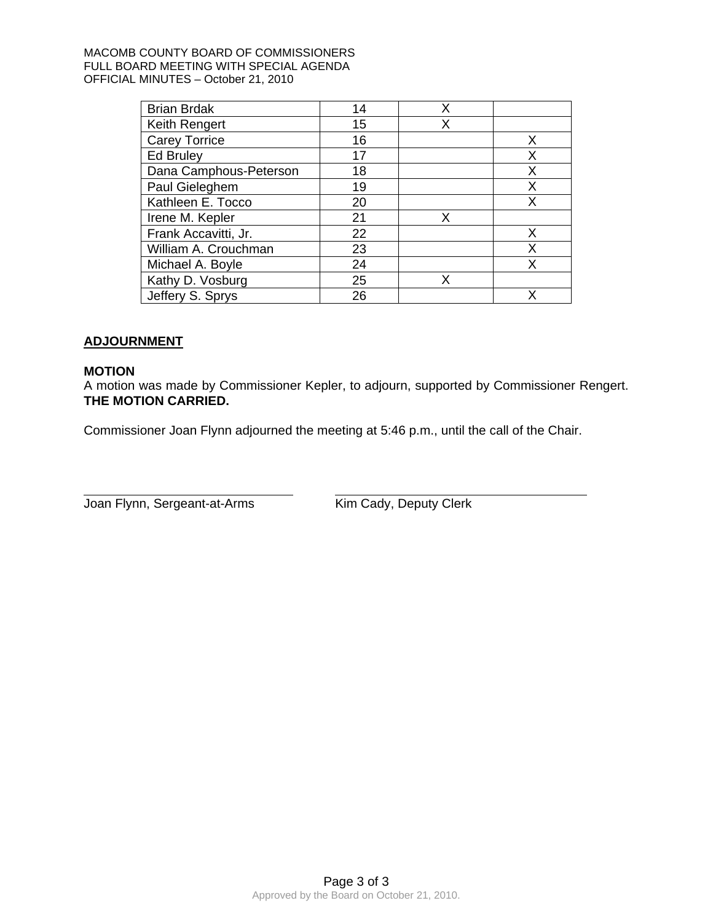| | | | |
|---|---|---|---|
| Brian Brdak | 14 | X | |
| Keith Rengert | 15 | X | |
| Carey Torrice | 16 | | X |
| Ed Bruley | 17 | | X |
| Dana Camphous-Peterson | 18 | | X |
| Paul Gieleghem | 19 | | X |
| Kathleen E. Tocco | 20 | | X |
| Irene M. Kepler | 21 | X | |
| Frank Accavitti, Jr. | 22 | | X |
| William A. Crouchman | 23 | | X |
| Michael A. Boyle | 24 | | X |
| Kathy D. Vosburg | 25 | X | |
| Jeffery S. Sprys | 26 | | X |

## ADJOURNMENT

**MOTION**

A motion was made by Commissioner Kepler, to adjourn, supported by Commissioner Rengert.
**THE MOTION CARRIED.**

Commissioner Joan Flynn adjourned the meeting at 5:46 p.m., until the call of the Chair.

Joan Flynn, Sergeant-at-Arms

Kim Cady, Deputy Clerk

Approved by the Board on October 21, 2010.